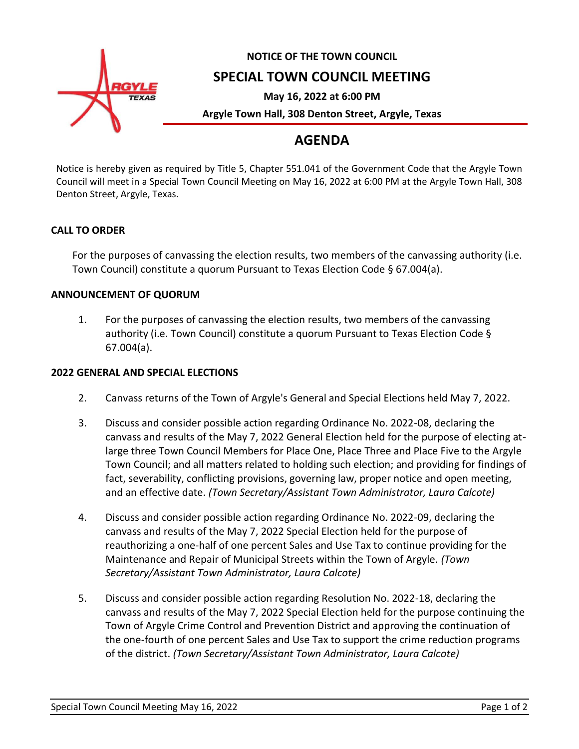**NOTICE OF THE TOWN COUNCIL**

# SPECIAL TOWN COUNCIL MEETING

**May 16, 2022 at 6:00 PM**

**Argyle Town Hall, 308 Denton Street, Argyle, Texas**

## AGENDA

Notice is hereby given as required by Title 5, Chapter 551.041 of the Government Code that the Argyle Town Council will meet in a Special Town Council Meeting on May 16, 2022 at 6:00 PM at the Argyle Town Hall, 308 Denton Street, Argyle, Texas.

### CALL TO ORDER

For the purposes of canvassing the election results, two members of the canvassing authority (i.e. Town Council) constitute a quorum Pursuant to Texas Election Code § 67.004(a).

### ANNOUNCEMENT OF QUORUM

1. For the purposes of canvassing the election results, two members of the canvassing authority (i.e. Town Council) constitute a quorum Pursuant to Texas Election Code § 67.004(a).

### 2022 GENERAL AND SPECIAL ELECTIONS

2. Canvass returns of the Town of Argyle's General and Special Elections held May 7, 2022.

3. Discuss and consider possible action regarding Ordinance No. 2022-08, declaring the canvass and results of the May 7, 2022 General Election held for the purpose of electing at-large three Town Council Members for Place One, Place Three and Place Five to the Argyle Town Council; and all matters related to holding such election; and providing for findings of fact, severability, conflicting provisions, governing law, proper notice and open meeting, and an effective date. *(Town Secretary/Assistant Town Administrator, Laura Calcote)*

4. Discuss and consider possible action regarding Ordinance No. 2022-09, declaring the canvass and results of the May 7, 2022 Special Election held for the purpose of reauthorizing a one-half of one percent Sales and Use Tax to continue providing for the Maintenance and Repair of Municipal Streets within the Town of Argyle. *(Town Secretary/Assistant Town Administrator, Laura Calcote)*

5. Discuss and consider possible action regarding Resolution No. 2022-18, declaring the canvass and results of the May 7, 2022 Special Election held for the purpose continuing the Town of Argyle Crime Control and Prevention District and approving the continuation of the one-fourth of one percent Sales and Use Tax to support the crime reduction programs of the district. *(Town Secretary/Assistant Town Administrator, Laura Calcote)*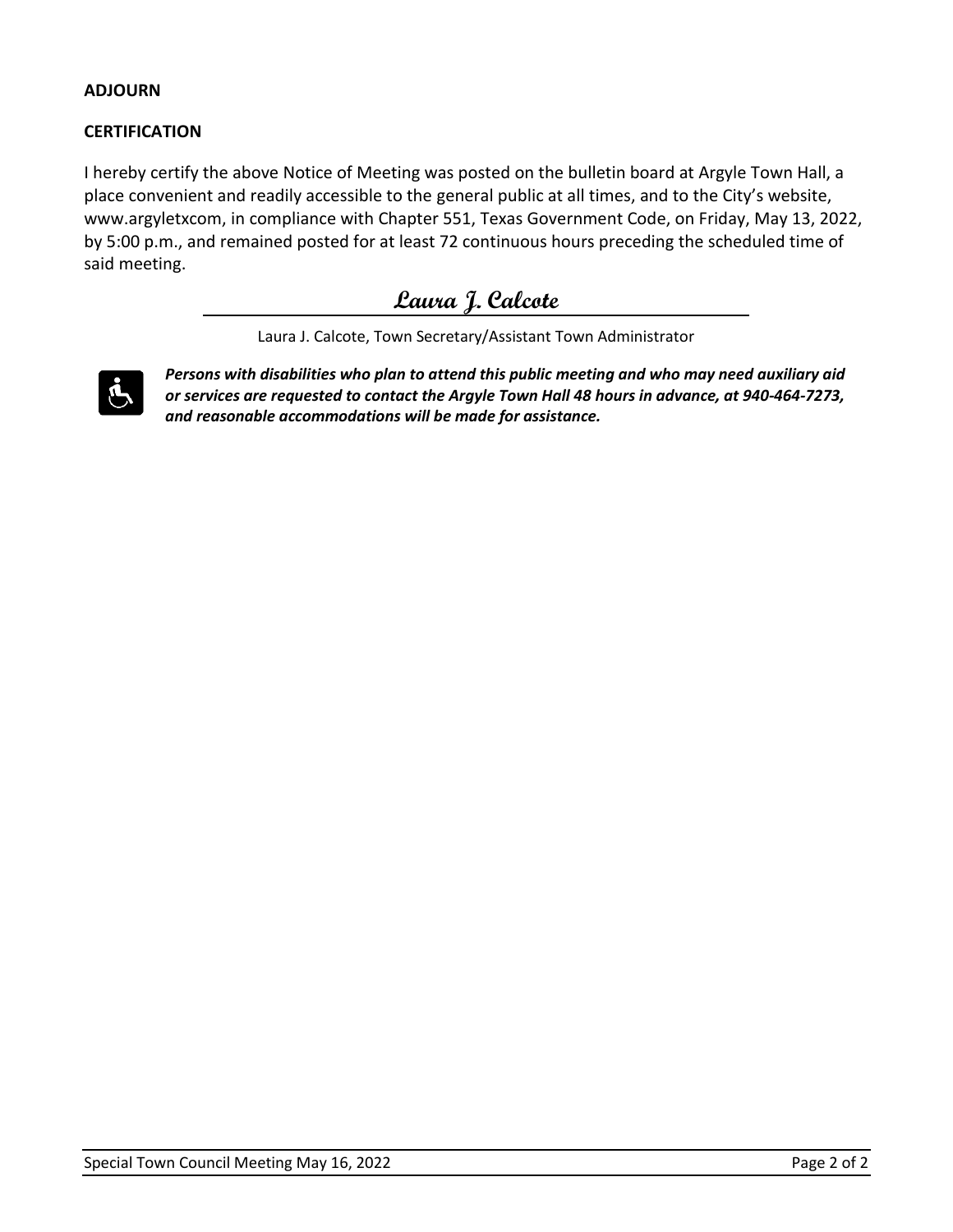**ADJOURN**

**CERTIFICATION**

I hereby certify the above Notice of Meeting was posted on the bulletin board at Argyle Town Hall, a place convenient and readily accessible to the general public at all times, and to the City's website, www.argyletxcom, in compliance with Chapter 551, Texas Government Code, on Friday, May 13, 2022, by 5:00 p.m., and remained posted for at least 72 continuous hours preceding the scheduled time of said meeting.

Laura J. Calcote

Laura J. Calcote, Town Secretary/Assistant Town Administrator

***Persons with disabilities who plan to attend this public meeting and who may need auxiliary aid or services are requested to contact the Argyle Town Hall 48 hours in advance, at 940-464-7273, and reasonable accommodations will be made for assistance.***